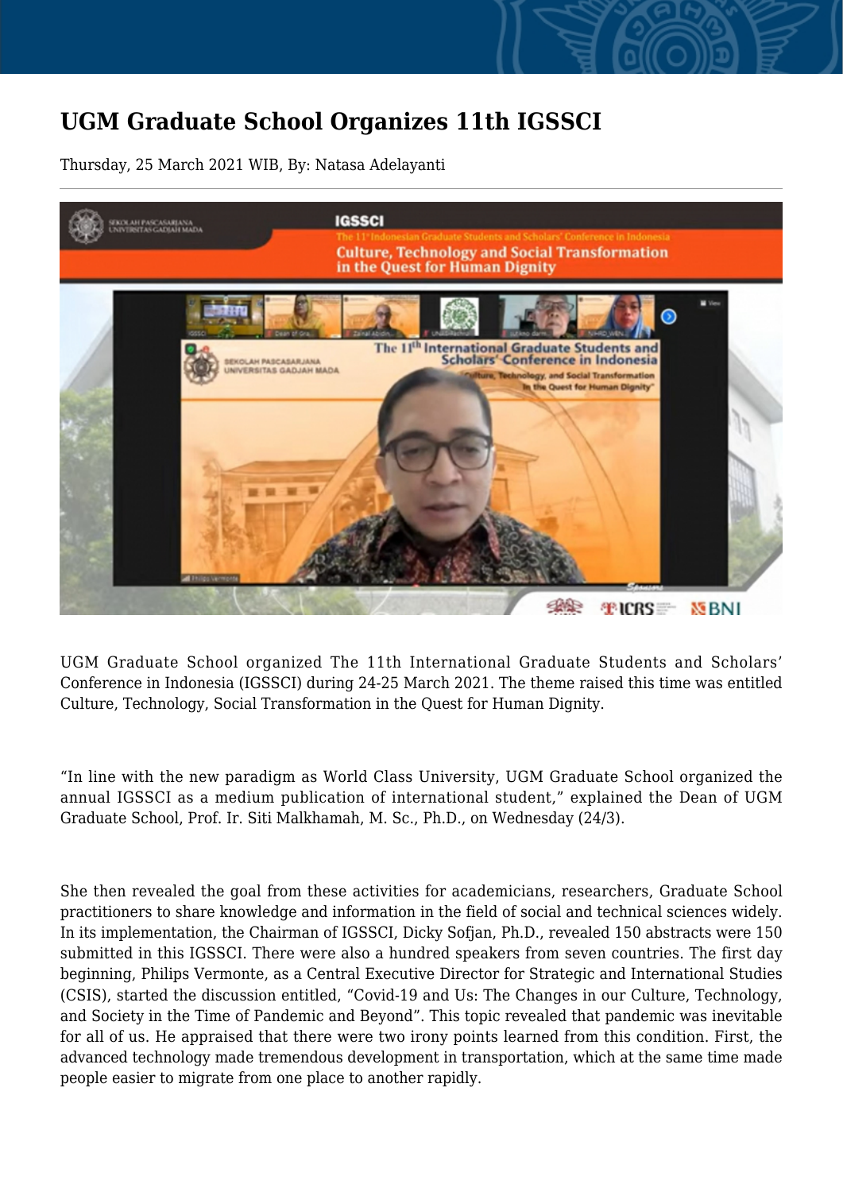# UGM Graduate School Organizes 11th IGSSCI

Thursday, 25 March 2021 WIB, By: Natasa Adelayanti

UGM Graduate School organized The 11th International Graduate Students and Scholars' Conference in Indonesia (IGSSCI) during 24-25 March 2021. The theme raised this time was entitled Culture, Technology, Social Transformation in the Quest for Human Dignity.

"In line with the new paradigm as World Class University, UGM Graduate School organized the annual IGSSCI as a medium publication of international student," explained the Dean of UGM Graduate School, Prof. Ir. Siti Malkhamah, M. Sc., Ph.D., on Wednesday (24/3).

She then revealed the goal from these activities for academicians, researchers, Graduate School practitioners to share knowledge and information in the field of social and technical sciences widely. In its implementation, the Chairman of IGSSCI, Dicky Sofjan, Ph.D., revealed 150 abstracts were 150 submitted in this IGSSCI. There were also a hundred speakers from seven countries. The first day beginning, Philips Vermonte, as a Central Executive Director for Strategic and International Studies (CSIS), started the discussion entitled, "Covid-19 and Us: The Changes in our Culture, Technology, and Society in the Time of Pandemic and Beyond". This topic revealed that pandemic was inevitable for all of us. He appraised that there were two irony points learned from this condition. First, the advanced technology made tremendous development in transportation, which at the same time made people easier to migrate from one place to another rapidly.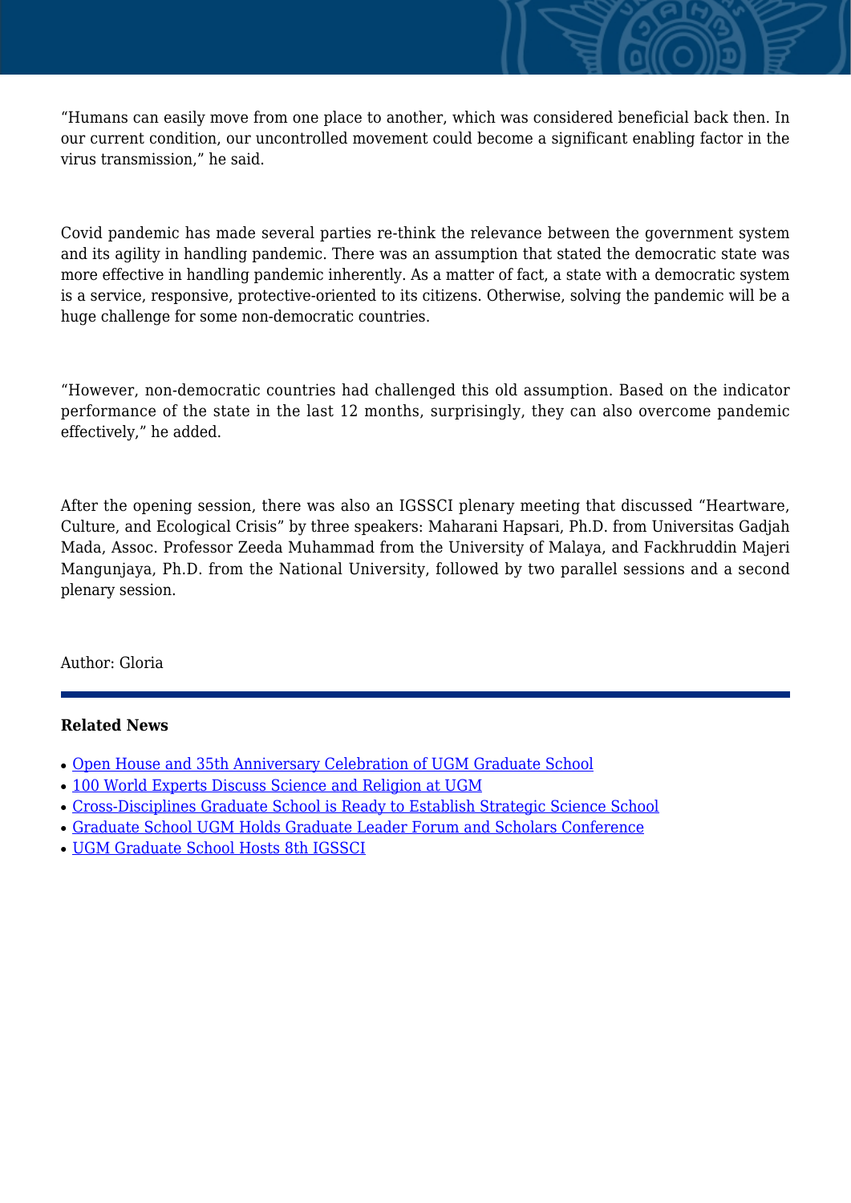"Humans can easily move from one place to another, which was considered beneficial back then. In our current condition, our uncontrolled movement could become a significant enabling factor in the virus transmission," he said.

Covid pandemic has made several parties re-think the relevance between the government system and its agility in handling pandemic. There was an assumption that stated the democratic state was more effective in handling pandemic inherently. As a matter of fact, a state with a democratic system is a service, responsive, protective-oriented to its citizens. Otherwise, solving the pandemic will be a huge challenge for some non-democratic countries.

"However, non-democratic countries had challenged this old assumption. Based on the indicator performance of the state in the last 12 months, surprisingly, they can also overcome pandemic effectively," he added.

After the opening session, there was also an IGSSCI plenary meeting that discussed "Heartware, Culture, and Ecological Crisis" by three speakers: Maharani Hapsari, Ph.D. from Universitas Gadjah Mada, Assoc. Professor Zeeda Muhammad from the University of Malaya, and Fackhruddin Majeri Mangunjaya, Ph.D. from the National University, followed by two parallel sessions and a second plenary session.

Author: Gloria

---

**Related News**

- Open House and 35th Anniversary Celebration of UGM Graduate School
- 100 World Experts Discuss Science and Religion at UGM
- Cross-Disciplines Graduate School is Ready to Establish Strategic Science School
- Graduate School UGM Holds Graduate Leader Forum and Scholars Conference
- UGM Graduate School Hosts 8th IGSSCI